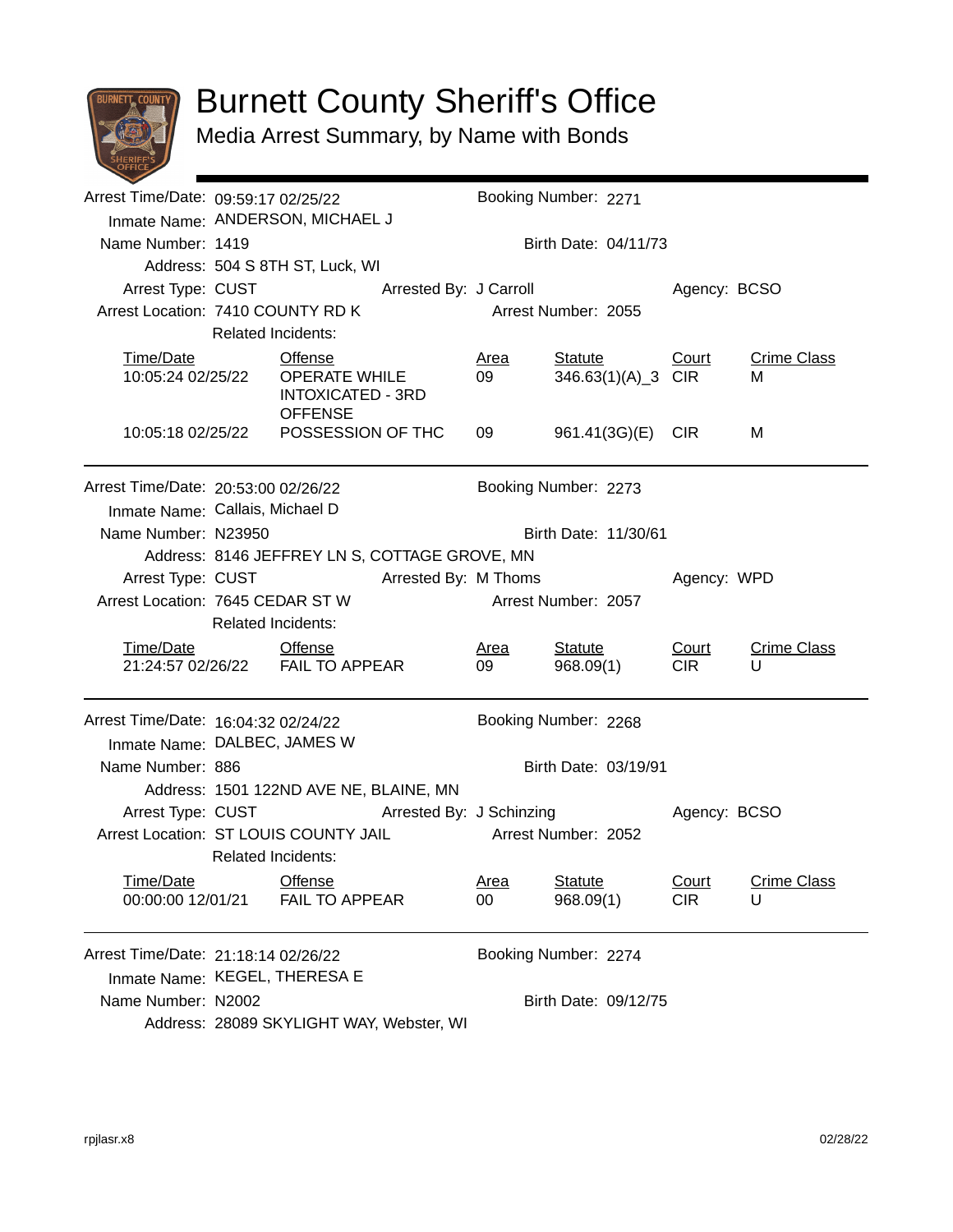# Burnett County Sheriff's Office

## Media Arrest Summary, by Name with Bonds

---

Arrest Time/Date: 09:59:17 02/25/22 Booking Number: 2271

Inmate Name: ANDERSON, MICHAEL J

Name Number: 1419 Birth Date: 04/11/73

Address: 504 S 8TH ST, Luck, WI

Arrest Type: CUST Arrested By: J Carroll Agency: BCSO

Arrest Location: 7410 COUNTY RD K Arrest Number: 2055

Related Incidents:

| Time/Date | Offense | Area | Statute | Court | Crime Class |
|---|---|---|---|---|---|
| 10:05:24 02/25/22 | OPERATE WHILE INTOXICATED - 3RD OFFENSE | 09 | 346.63(1)(A)_3 | CIR | M |
| 10:05:18 02/25/22 | POSSESSION OF THC | 09 | 961.41(3G)(E) | CIR | M |

---

Arrest Time/Date: 20:53:00 02/26/22 Booking Number: 2273

Inmate Name: Callais, Michael D

Name Number: N23950 Birth Date: 11/30/61

Address: 8146 JEFFREY LN S, COTTAGE GROVE, MN

Arrest Type: CUST Arrested By: M Thoms Agency: WPD

Arrest Location: 7645 CEDAR ST W Arrest Number: 2057

Related Incidents:

| Time/Date | Offense | Area | Statute | Court | Crime Class |
|---|---|---|---|---|---|
| 21:24:57 02/26/22 | FAIL TO APPEAR | 09 | 968.09(1) | CIR | U |

---

Arrest Time/Date: 16:04:32 02/24/22 Booking Number: 2268

Inmate Name: DALBEC, JAMES W

Name Number: 886 Birth Date: 03/19/91

Address: 1501 122ND AVE NE, BLAINE, MN

Arrest Type: CUST Arrested By: J Schinzing Agency: BCSO

Arrest Location: ST LOUIS COUNTY JAIL Arrest Number: 2052

Related Incidents:

| Time/Date | Offense | Area | Statute | Court | Crime Class |
|---|---|---|---|---|---|
| 00:00:00 12/01/21 | FAIL TO APPEAR | 00 | 968.09(1) | CIR | U |

---

Arrest Time/Date: 21:18:14 02/26/22 Booking Number: 2274

Inmate Name: KEGEL, THERESA E

Name Number: N2002 Birth Date: 09/12/75

Address: 28089 SKYLIGHT WAY, Webster, WI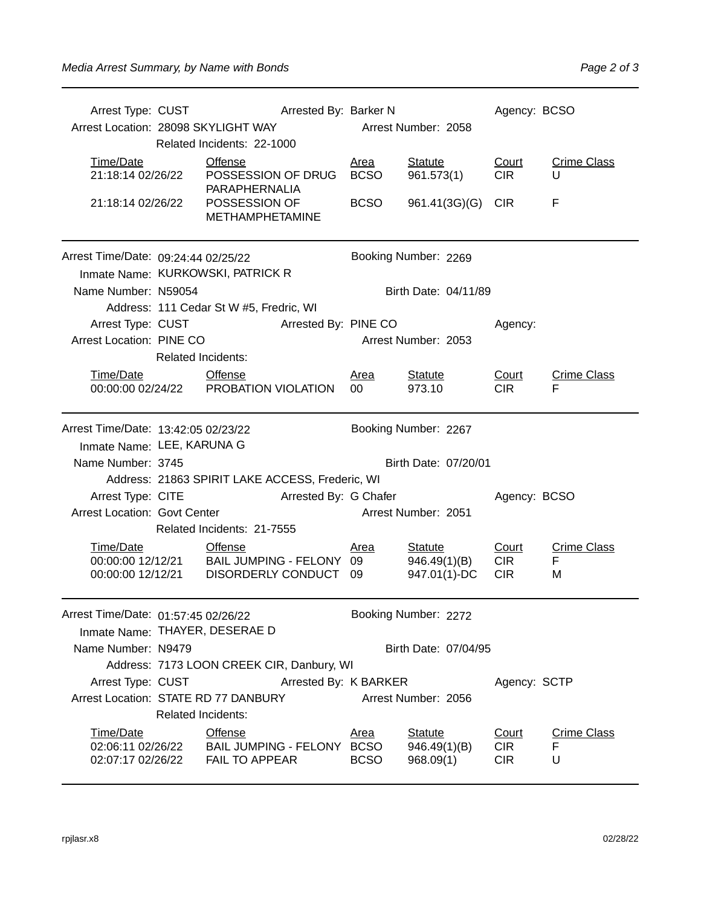Arrest Type: CUST Arrested By: Barker N Agency: BCSO
Arrest Location: 28098 SKYLIGHT WAY Arrest Number: 2058
Related Incidents: 22-1000

| Time/Date | Offense | Area | Statute | Court | Crime Class |
|---|---|---|---|---|---|
| 21:18:14 02/26/22 | POSSESSION OF DRUG PARAPHERNALIA | BCSO | 961.573(1) | CIR | U |
| 21:18:14 02/26/22 | POSSESSION OF METHAMPHETAMINE | BCSO | 961.41(3G)(G) | CIR | F |

---

Arrest Time/Date: 09:24:44 02/25/22 Booking Number: 2269
Inmate Name: KURKOWSKI, PATRICK R
Name Number: N59054 Birth Date: 04/11/89
Address: 111 Cedar St W #5, Fredric, WI
Arrest Type: CUST Arrested By: PINE CO Agency:
Arrest Location: PINE CO Arrest Number: 2053
Related Incidents:

| Time/Date | Offense | Area | Statute | Court | Crime Class |
|---|---|---|---|---|---|
| 00:00:00 02/24/22 | PROBATION VIOLATION | 00 | 973.10 | CIR | F |

---

Arrest Time/Date: 13:42:05 02/23/22 Booking Number: 2267
Inmate Name: LEE, KARUNA G
Name Number: 3745 Birth Date: 07/20/01
Address: 21863 SPIRIT LAKE ACCESS, Frederic, WI
Arrest Type: CITE Arrested By: G Chafer Agency: BCSO
Arrest Location: Govt Center Arrest Number: 2051
Related Incidents: 21-7555

| Time/Date | Offense | Area | Statute | Court | Crime Class |
|---|---|---|---|---|---|
| 00:00:00 12/12/21 | BAIL JUMPING - FELONY | 09 | 946.49(1)(B) | CIR | F |
| 00:00:00 12/12/21 | DISORDERLY CONDUCT | 09 | 947.01(1)-DC | CIR | M |

---

Arrest Time/Date: 01:57:45 02/26/22 Booking Number: 2272
Inmate Name: THAYER, DESERAE D
Name Number: N9479 Birth Date: 07/04/95
Address: 7173 LOON CREEK CIR, Danbury, WI
Arrest Type: CUST Arrested By: K BARKER Agency: SCTP
Arrest Location: STATE RD 77 DANBURY Arrest Number: 2056
Related Incidents:

| Time/Date | Offense | Area | Statute | Court | Crime Class |
|---|---|---|---|---|---|
| 02:06:11 02/26/22 | BAIL JUMPING - FELONY | BCSO | 946.49(1)(B) | CIR | F |
| 02:07:17 02/26/22 | FAIL TO APPEAR | BCSO | 968.09(1) | CIR | U |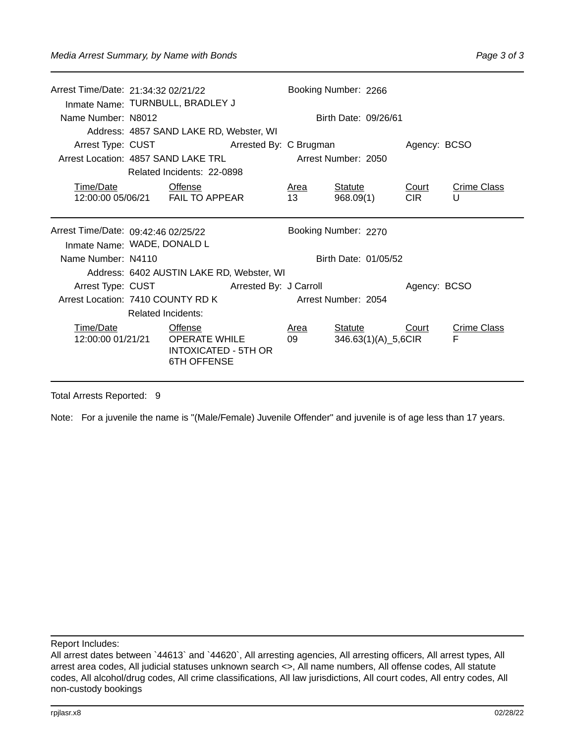Arrest Time/Date: 21:34:32 02/21/22 | Booking Number: 2266

Inmate Name: TURNBULL, BRADLEY J

Name Number: N8012 | Birth Date: 09/26/61

Address: 4857 SAND LAKE RD, Webster, WI

Arrest Type: CUST | Arrested By: C Brugman | Agency: BCSO

Arrest Location: 4857 SAND LAKE TRL | Arrest Number: 2050

Related Incidents: 22-0898

| Time/Date | Offense | Area | Statute | Court | Crime Class |
|---|---|---|---|---|---|
| 12:00:00 05/06/21 | FAIL TO APPEAR | 13 | 968.09(1) | CIR | U |

---

Arrest Time/Date: 09:42:46 02/25/22 | Booking Number: 2270

Inmate Name: WADE, DONALD L

Name Number: N4110 | Birth Date: 01/05/52

Address: 6402 AUSTIN LAKE RD, Webster, WI

Arrest Type: CUST | Arrested By: J Carroll | Agency: BCSO

Arrest Location: 7410 COUNTY RD K | Arrest Number: 2054

Related Incidents:

| Time/Date | Offense | Area | Statute | Court | Crime Class |
|---|---|---|---|---|---|
| 12:00:00 01/21/21 | OPERATE WHILE INTOXICATED - 5TH OR 6TH OFFENSE | 09 | 346.63(1)(A)_5,6 | CIR | F |

---

Total Arrests Reported: 9

Note: For a juvenile the name is "(Male/Female) Juvenile Offender" and juvenile is of age less than 17 years.

Report Includes:

All arrest dates between `44613` and `44620`, All arresting agencies, All arresting officers, All arrest types, All arrest area codes, All judicial statuses unknown search <>, All name numbers, All offense codes, All statute codes, All alcohol/drug codes, All crime classifications, All law jurisdictions, All court codes, All entry codes, All non-custody bookings

rpjlasr.x8 02/28/22